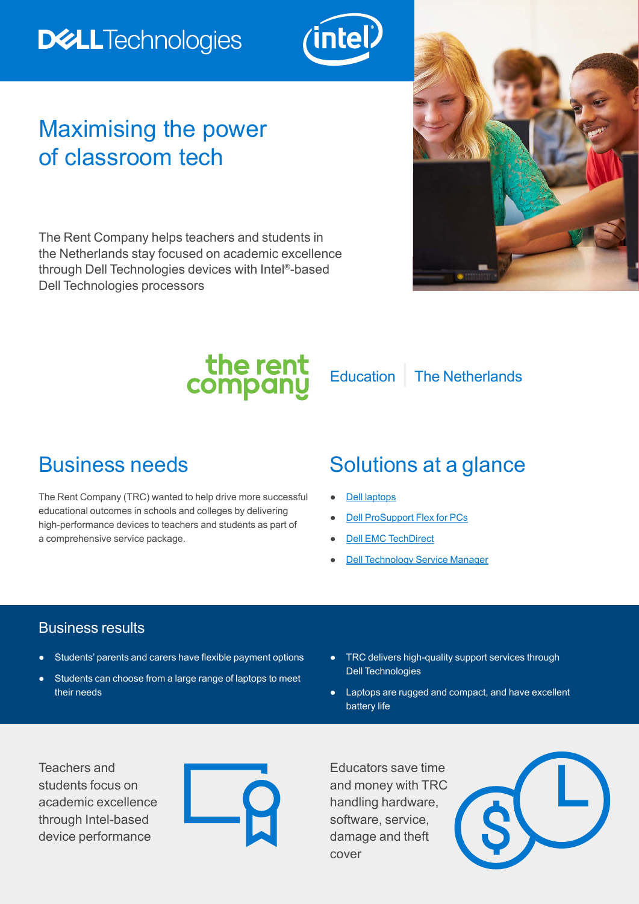# Maximising the power of classroom tech

The Rent Company helps teachers and students in the Netherlands stay focused on academic excellence through Dell Technologies devices with Intel®-based Dell Technologies processors

the rent company | Education | The Netherlands

## Business needs

The Rent Company (TRC) wanted to help drive more successful educational outcomes in schools and colleges by delivering high-performance devices to teachers and students as part of a comprehensive service package.

## Solutions at a glance

- Dell laptops
- Dell ProSupport Flex for PCs
- Dell EMC TechDirect
- Dell Technology Service Manager

## Business results

- Students' parents and carers have flexible payment options
- Students can choose from a large range of laptops to meet their needs
- TRC delivers high-quality support services through Dell Technologies
- Laptops are rugged and compact, and have excellent battery life

Teachers and students focus on academic excellence through Intel-based device performance

Educators save time and money with TRC handling hardware, software, service, damage and theft cover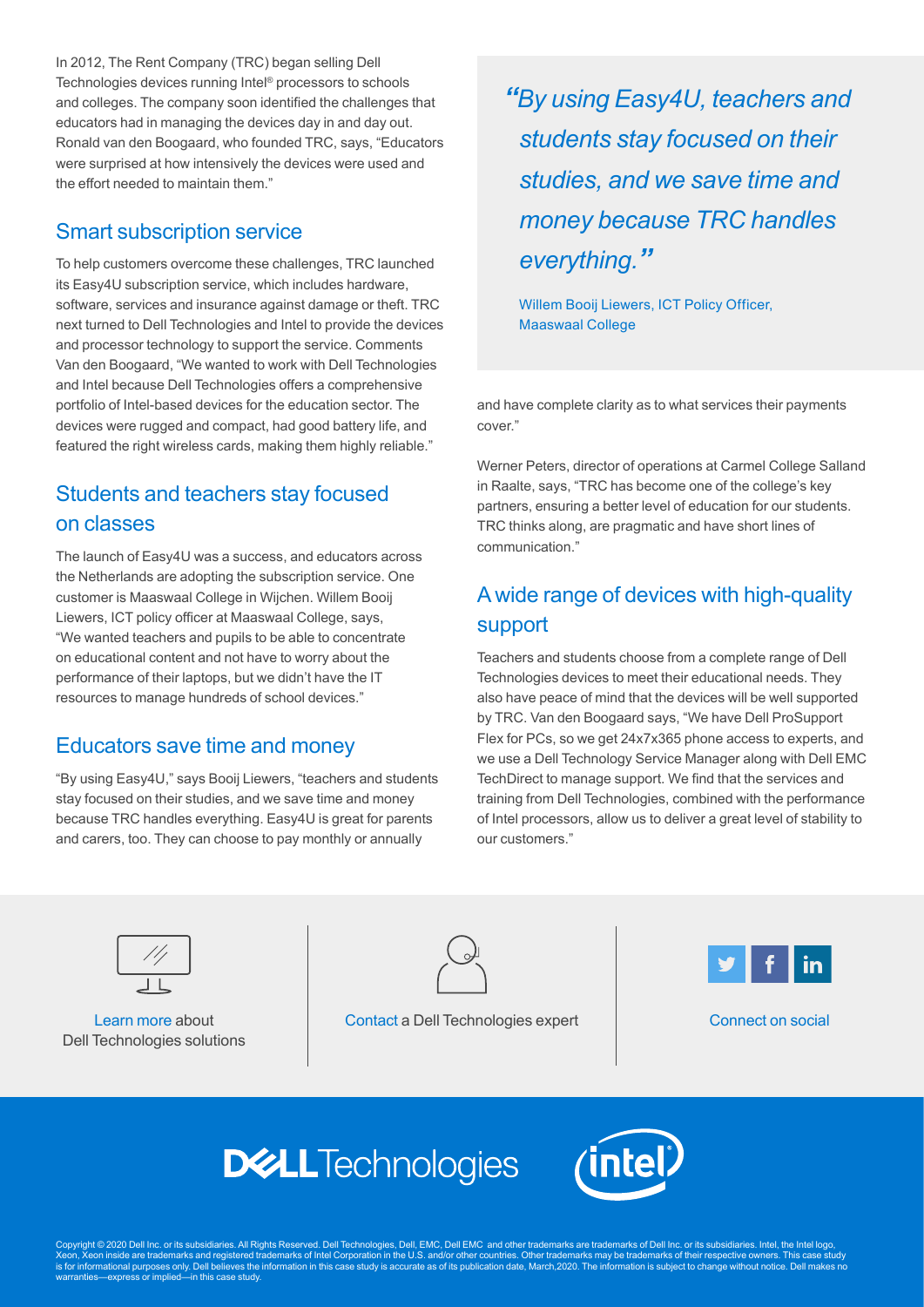In 2012, The Rent Company (TRC) began selling Dell Technologies devices running Intel® processors to schools and colleges. The company soon identified the challenges that educators had in managing the devices day in and day out. Ronald van den Boogaard, who founded TRC, says, "Educators were surprised at how intensively the devices were used and the effort needed to maintain them."

## Smart subscription service

To help customers overcome these challenges, TRC launched its Easy4U subscription service, which includes hardware, software, services and insurance against damage or theft. TRC next turned to Dell Technologies and Intel to provide the devices and processor technology to support the service. Comments Van den Boogaard, "We wanted to work with Dell Technologies and Intel because Dell Technologies offers a comprehensive portfolio of Intel-based devices for the education sector. The devices were rugged and compact, had good battery life, and featured the right wireless cards, making them highly reliable."

## Students and teachers stay focused on classes

The launch of Easy4U was a success, and educators across the Netherlands are adopting the subscription service. One customer is Maaswaal College in Wijchen. Willem Booij Liewers, ICT policy officer at Maaswaal College, says, "We wanted teachers and pupils to be able to concentrate on educational content and not have to worry about the performance of their laptops, but we didn't have the IT resources to manage hundreds of school devices."

## Educators save time and money

"By using Easy4U," says Booij Liewers, "teachers and students stay focused on their studies, and we save time and money because TRC handles everything. Easy4U is great for parents and carers, too. They can choose to pay monthly or annually and have complete clarity as to what services their payments cover."

> *"By using Easy4U, teachers and students stay focused on their studies, and we save time and money because TRC handles everything."*
>
> Willem Booij Liewers, ICT Policy Officer, Maaswaal College

Werner Peters, director of operations at Carmel College Salland in Raalte, says, "TRC has become one of the college's key partners, ensuring a better level of education for our students. TRC thinks along, are pragmatic and have short lines of communication."

## A wide range of devices with high-quality support

Teachers and students choose from a complete range of Dell Technologies devices to meet their educational needs. They also have peace of mind that the devices will be well supported by TRC. Van den Boogaard says, "We have Dell ProSupport Flex for PCs, so we get 24x7x365 phone access to experts, and we use a Dell Technology Service Manager along with Dell EMC TechDirect to manage support. We find that the services and training from Dell Technologies, combined with the performance of Intel processors, allow us to deliver a great level of stability to our customers."

Learn more about Dell Technologies solutions

Contact a Dell Technologies expert

Connect on social

Copyright © 2020 Dell Inc. or its subsidiaries. All Rights Reserved. Dell Technologies, Dell, EMC, Dell EMC and other trademarks are trademarks of Dell Inc. or its subsidiaries. Intel, the Intel logo, Xeon, Xeon inside are trademarks and registered trademarks of Intel Corporation in the U.S. and/or other countries. Other trademarks may be trademarks of their respective owners. This case study is for informational purposes only. Dell believes the information in this case study is accurate as of its publication date, March,2020. The information is subject to change without notice. Dell makes no warranties—express or implied—in this case study.